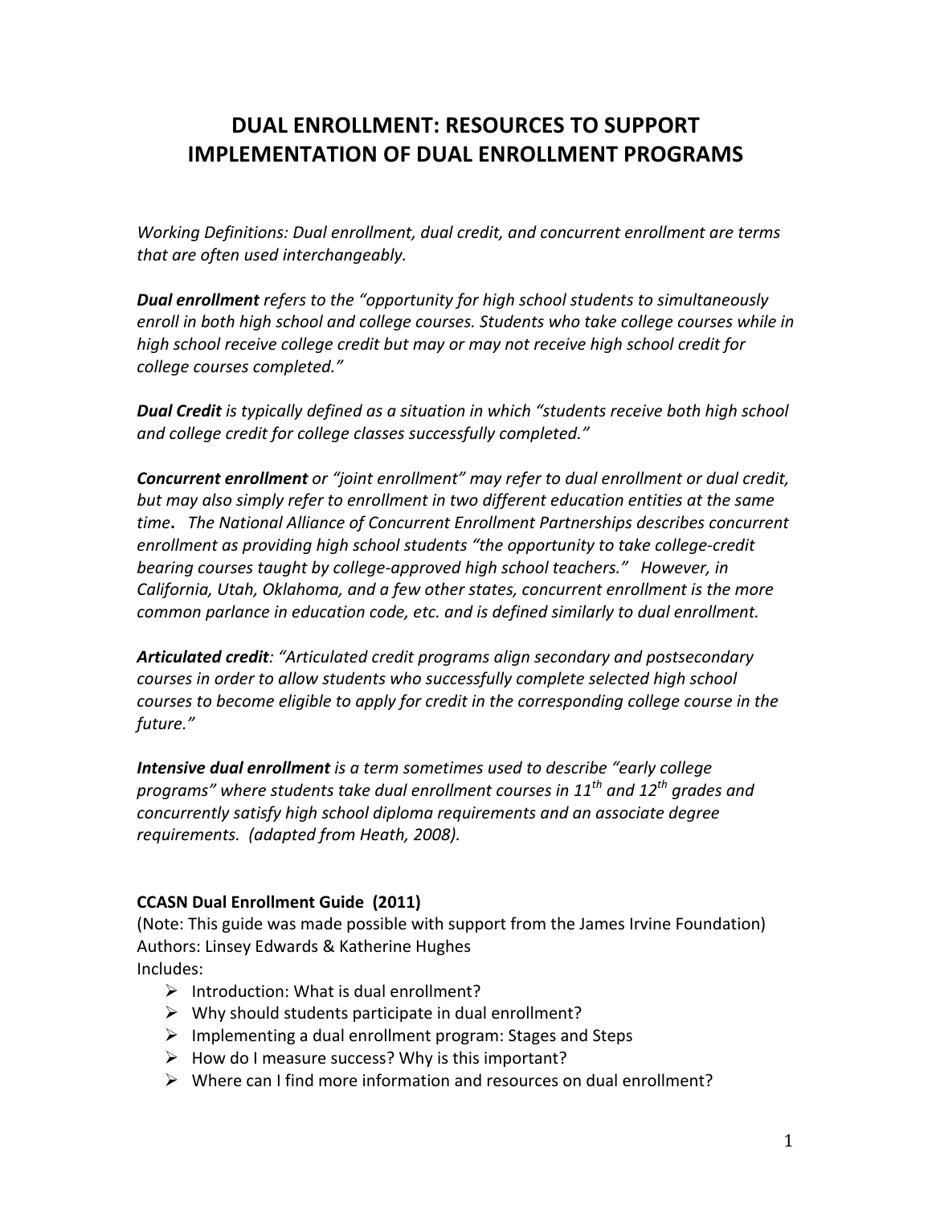# DUAL ENROLLMENT: RESOURCES TO SUPPORT IMPLEMENTATION OF DUAL ENROLLMENT PROGRAMS

*Working Definitions: Dual enrollment, dual credit, and concurrent enrollment are terms that are often used interchangeably.*

***Dual enrollment*** *refers to the "opportunity for high school students to simultaneously enroll in both high school and college courses. Students who take college courses while in high school receive college credit but may or may not receive high school credit for college courses completed."*

***Dual Credit*** *is typically defined as a situation in which "students receive both high school and college credit for college classes successfully completed."*

***Concurrent enrollment*** *or "joint enrollment" may refer to dual enrollment or dual credit, but may also simply refer to enrollment in two different education entities at the same time**.** The National Alliance of Concurrent Enrollment Partnerships describes concurrent enrollment as providing high school students "the opportunity to take college-credit bearing courses taught by college-approved high school teachers." However, in California, Utah, Oklahoma, and a few other states, concurrent enrollment is the more common parlance in education code, etc. and is defined similarly to dual enrollment.*

***Articulated credit****: "Articulated credit programs align secondary and postsecondary courses in order to allow students who successfully complete selected high school courses to become eligible to apply for credit in the corresponding college course in the future."*

***Intensive dual enrollment*** *is a term sometimes used to describe "early college programs" where students take dual enrollment courses in 11th and 12th grades and concurrently satisfy high school diploma requirements and an associate degree requirements. (adapted from Heath, 2008).*

**CCASN Dual Enrollment Guide (2011)**
(Note: This guide was made possible with support from the James Irvine Foundation)
Authors: Linsey Edwards & Katherine Hughes
Includes:

- Introduction: What is dual enrollment?
- Why should students participate in dual enrollment?
- Implementing a dual enrollment program: Stages and Steps
- How do I measure success? Why is this important?
- Where can I find more information and resources on dual enrollment?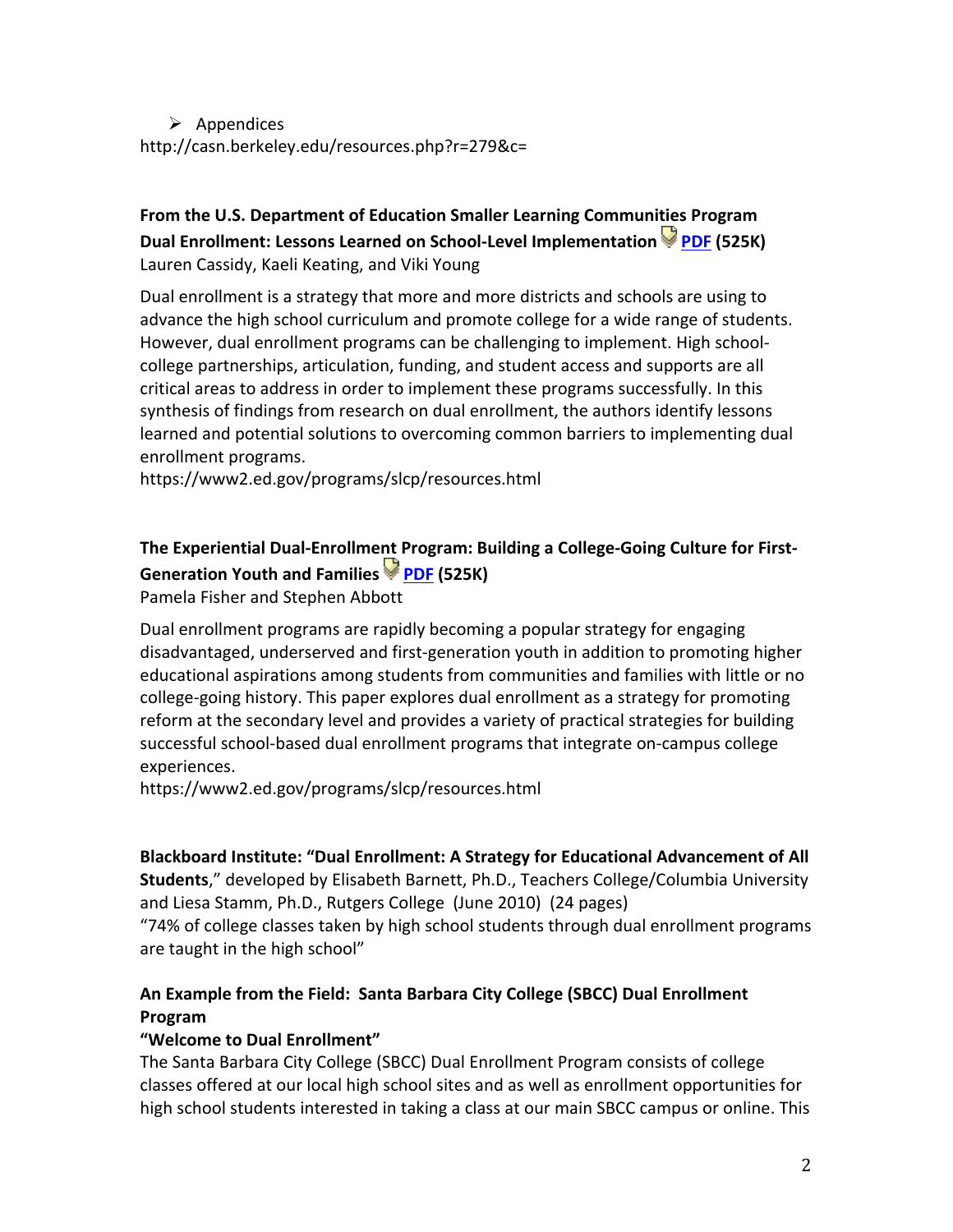- Appendices

http://casn.berkeley.edu/resources.php?r=279&c=

**From the U.S. Department of Education Smaller Learning Communities Program**
**Dual Enrollment: Lessons Learned on School-Level Implementation** PDF **(525K)**
Lauren Cassidy, Kaeli Keating, and Viki Young

Dual enrollment is a strategy that more and more districts and schools are using to advance the high school curriculum and promote college for a wide range of students. However, dual enrollment programs can be challenging to implement. High school-college partnerships, articulation, funding, and student access and supports are all critical areas to address in order to implement these programs successfully. In this synthesis of findings from research on dual enrollment, the authors identify lessons learned and potential solutions to overcoming common barriers to implementing dual enrollment programs.
https://www2.ed.gov/programs/slcp/resources.html

**The Experiential Dual-Enrollment Program: Building a College-Going Culture for First-Generation Youth and Families** PDF **(525K)**
Pamela Fisher and Stephen Abbott

Dual enrollment programs are rapidly becoming a popular strategy for engaging disadvantaged, underserved and first-generation youth in addition to promoting higher educational aspirations among students from communities and families with little or no college-going history. This paper explores dual enrollment as a strategy for promoting reform at the secondary level and provides a variety of practical strategies for building successful school-based dual enrollment programs that integrate on-campus college experiences.
https://www2.ed.gov/programs/slcp/resources.html

**Blackboard Institute: "Dual Enrollment: A Strategy for Educational Advancement of All Students**," developed by Elisabeth Barnett, Ph.D., Teachers College/Columbia University and Liesa Stamm, Ph.D., Rutgers College (June 2010) (24 pages)
"74% of college classes taken by high school students through dual enrollment programs are taught in the high school"

**An Example from the Field: Santa Barbara City College (SBCC) Dual Enrollment Program**
**"Welcome to Dual Enrollment"**
The Santa Barbara City College (SBCC) Dual Enrollment Program consists of college classes offered at our local high school sites and as well as enrollment opportunities for high school students interested in taking a class at our main SBCC campus or online. This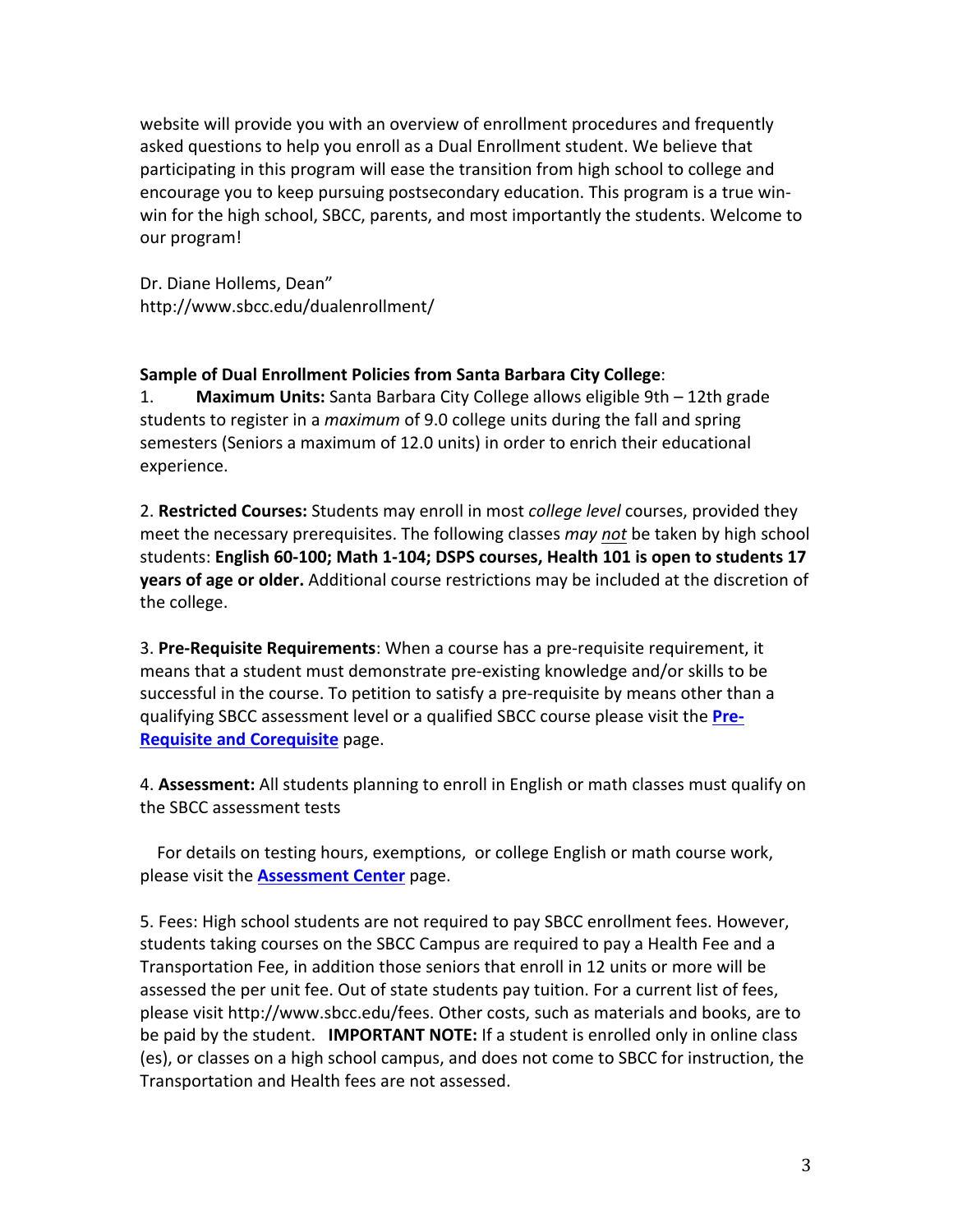website will provide you with an overview of enrollment procedures and frequently asked questions to help you enroll as a Dual Enrollment student. We believe that participating in this program will ease the transition from high school to college and encourage you to keep pursuing postsecondary education. This program is a true win-win for the high school, SBCC, parents, and most importantly the students. Welcome to our program!

Dr. Diane Hollems, Dean"
http://www.sbcc.edu/dualenrollment/

**Sample of Dual Enrollment Policies from Santa Barbara City College**:

1. **Maximum Units:** Santa Barbara City College allows eligible 9th – 12th grade students to register in a *maximum* of 9.0 college units during the fall and spring semesters (Seniors a maximum of 12.0 units) in order to enrich their educational experience.

2. **Restricted Courses:** Students may enroll in most *college level* courses, provided they meet the necessary prerequisites. The following classes *may not* be taken by high school students: **English 60-100; Math 1-104; DSPS courses, Health 101 is open to students 17 years of age or older.** Additional course restrictions may be included at the discretion of the college.

3. **Pre-Requisite Requirements**: When a course has a pre-requisite requirement, it means that a student must demonstrate pre-existing knowledge and/or skills to be successful in the course. To petition to satisfy a pre-requisite by means other than a qualifying SBCC assessment level or a qualified SBCC course please visit the **Pre-Requisite and Corequisite** page.

4. **Assessment:** All students planning to enroll in English or math classes must qualify on the SBCC assessment tests

For details on testing hours, exemptions, or college English or math course work, please visit the **Assessment Center** page.

5. Fees: High school students are not required to pay SBCC enrollment fees. However, students taking courses on the SBCC Campus are required to pay a Health Fee and a Transportation Fee, in addition those seniors that enroll in 12 units or more will be assessed the per unit fee. Out of state students pay tuition. For a current list of fees, please visit http://www.sbcc.edu/fees. Other costs, such as materials and books, are to be paid by the student. **IMPORTANT NOTE:** If a student is enrolled only in online class (es), or classes on a high school campus, and does not come to SBCC for instruction, the Transportation and Health fees are not assessed.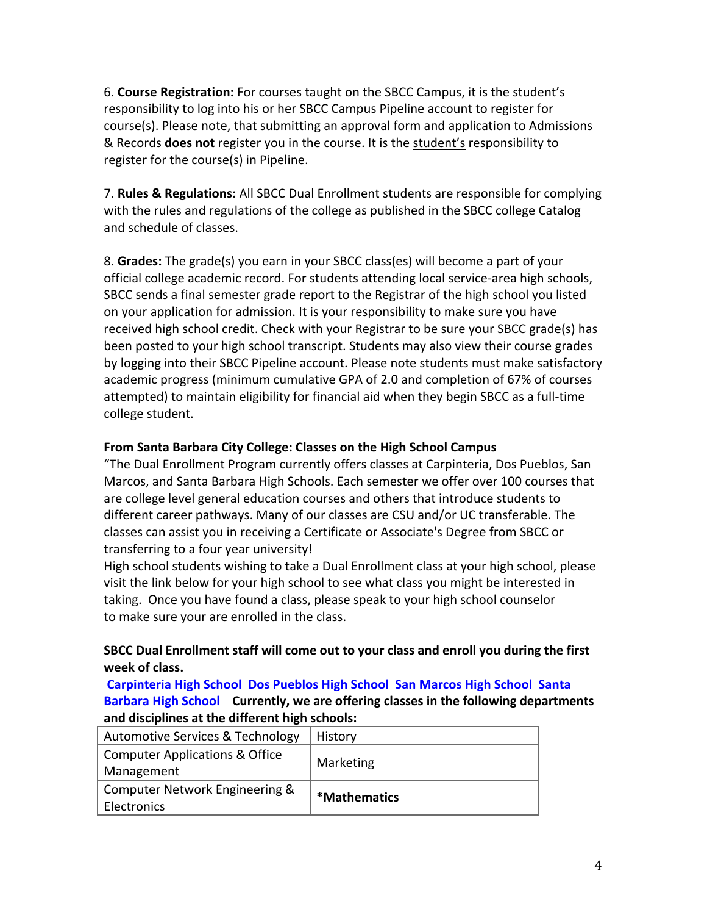6. **Course Registration:** For courses taught on the SBCC Campus, it is the student's responsibility to log into his or her SBCC Campus Pipeline account to register for course(s). Please note, that submitting an approval form and application to Admissions & Records **does not** register you in the course. It is the student's responsibility to register for the course(s) in Pipeline.

7. **Rules & Regulations:** All SBCC Dual Enrollment students are responsible for complying with the rules and regulations of the college as published in the SBCC college Catalog and schedule of classes.

8. **Grades:** The grade(s) you earn in your SBCC class(es) will become a part of your official college academic record. For students attending local service-area high schools, SBCC sends a final semester grade report to the Registrar of the high school you listed on your application for admission. It is your responsibility to make sure you have received high school credit. Check with your Registrar to be sure your SBCC grade(s) has been posted to your high school transcript. Students may also view their course grades by logging into their SBCC Pipeline account. Please note students must make satisfactory academic progress (minimum cumulative GPA of 2.0 and completion of 67% of courses attempted) to maintain eligibility for financial aid when they begin SBCC as a full-time college student.

**From Santa Barbara City College: Classes on the High School Campus**

"The Dual Enrollment Program currently offers classes at Carpinteria, Dos Pueblos, San Marcos, and Santa Barbara High Schools. Each semester we offer over 100 courses that are college level general education courses and others that introduce students to different career pathways. Many of our classes are CSU and/or UC transferable. The classes can assist you in receiving a Certificate or Associate's Degree from SBCC or transferring to a four year university!

High school students wishing to take a Dual Enrollment class at your high school, please visit the link below for your high school to see what class you might be interested in taking. Once you have found a class, please speak to your high school counselor to make sure your are enrolled in the class.

**SBCC Dual Enrollment staff will come out to your class and enroll you during the first week of class.**

**Carpinteria High School Dos Pueblos High School San Marcos High School Santa Barbara High School** **Currently, we are offering classes in the following departments and disciplines at the different high schools:**

| | |
|---|---|
| Automotive Services & Technology | History |
| Computer Applications & Office Management | Marketing |
| Computer Network Engineering & Electronics | **\*Mathematics** |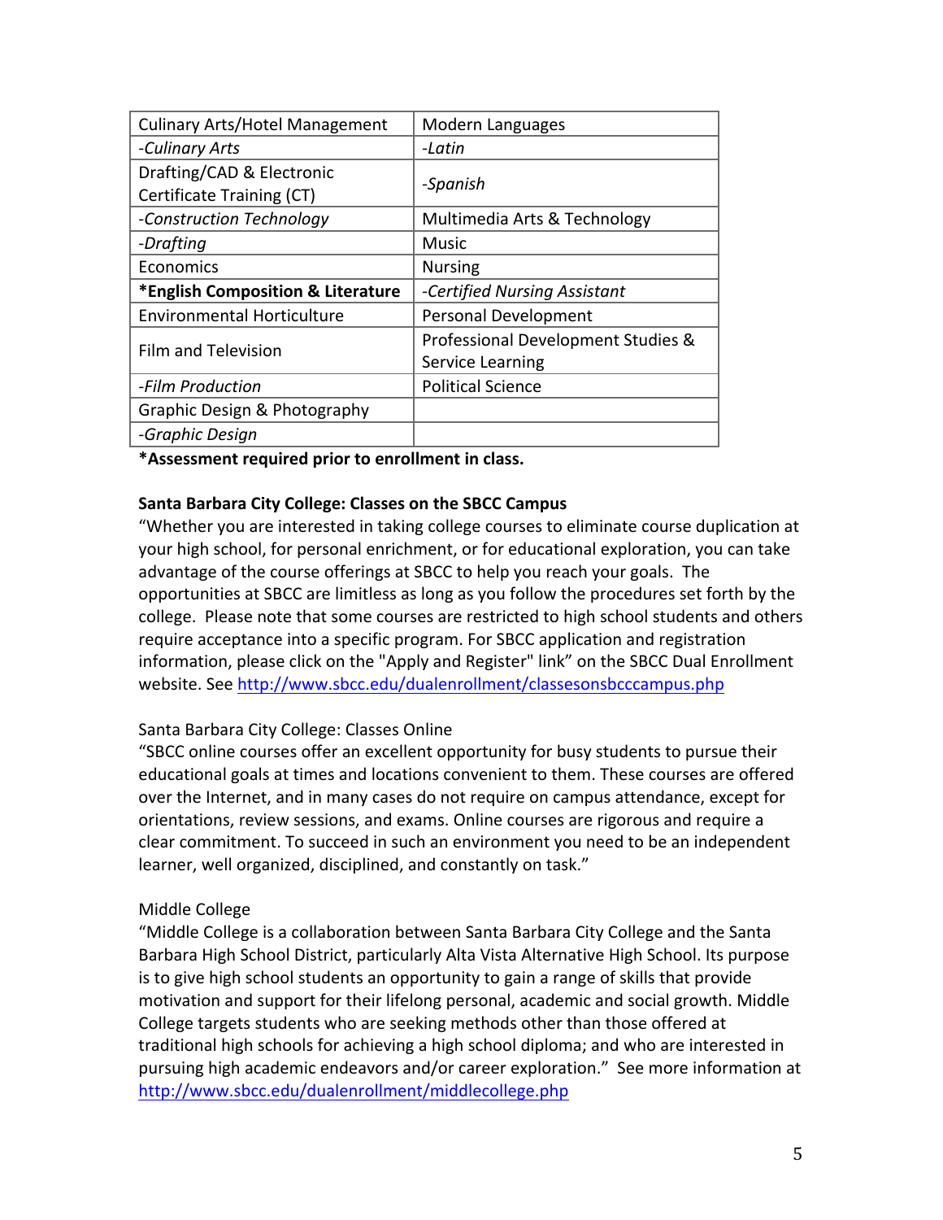| Culinary Arts/Hotel Management | Modern Languages |
|---|---|
| *-Culinary Arts* | *-Latin* |
| Drafting/CAD & Electronic Certificate Training (CT) | *-Spanish* |
| *-Construction Technology* | Multimedia Arts & Technology |
| *-Drafting* | Music |
| Economics | Nursing |
| **\*English Composition & Literature** | *-Certified Nursing Assistant* |
| Environmental Horticulture | Personal Development |
| Film and Television | Professional Development Studies & Service Learning |
| *-Film Production* | Political Science |
| Graphic Design & Photography | |
| *-Graphic Design* | |

**\*Assessment required prior to enrollment in class.**

**Santa Barbara City College: Classes on the SBCC Campus**

"Whether you are interested in taking college courses to eliminate course duplication at your high school, for personal enrichment, or for educational exploration, you can take advantage of the course offerings at SBCC to help you reach your goals. The opportunities at SBCC are limitless as long as you follow the procedures set forth by the college. Please note that some courses are restricted to high school students and others require acceptance into a specific program. For SBCC application and registration information, please click on the "Apply and Register" link" on the SBCC Dual Enrollment website. See http://www.sbcc.edu/dualenrollment/classesonsbcccampus.php

Santa Barbara City College: Classes Online

"SBCC online courses offer an excellent opportunity for busy students to pursue their educational goals at times and locations convenient to them. These courses are offered over the Internet, and in many cases do not require on campus attendance, except for orientations, review sessions, and exams. Online courses are rigorous and require a clear commitment. To succeed in such an environment you need to be an independent learner, well organized, disciplined, and constantly on task."

Middle College

"Middle College is a collaboration between Santa Barbara City College and the Santa Barbara High School District, particularly Alta Vista Alternative High School. Its purpose is to give high school students an opportunity to gain a range of skills that provide motivation and support for their lifelong personal, academic and social growth. Middle College targets students who are seeking methods other than those offered at traditional high schools for achieving a high school diploma; and who are interested in pursuing high academic endeavors and/or career exploration." See more information at http://www.sbcc.edu/dualenrollment/middlecollege.php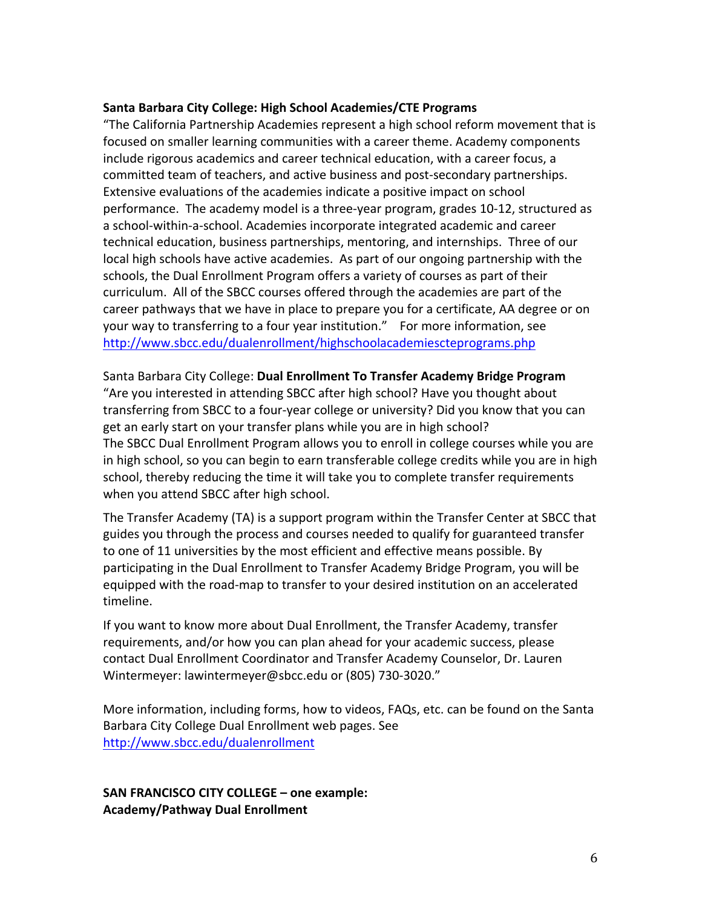**Santa Barbara City College: High School Academies/CTE Programs**

"The California Partnership Academies represent a high school reform movement that is focused on smaller learning communities with a career theme. Academy components include rigorous academics and career technical education, with a career focus, a committed team of teachers, and active business and post-secondary partnerships. Extensive evaluations of the academies indicate a positive impact on school performance. The academy model is a three-year program, grades 10-12, structured as a school-within-a-school. Academies incorporate integrated academic and career technical education, business partnerships, mentoring, and internships. Three of our local high schools have active academies. As part of our ongoing partnership with the schools, the Dual Enrollment Program offers a variety of courses as part of their curriculum. All of the SBCC courses offered through the academies are part of the career pathways that we have in place to prepare you for a certificate, AA degree or on your way to transferring to a four year institution." For more information, see http://www.sbcc.edu/dualenrollment/highschoolacademiescteprograms.php

Santa Barbara City College: **Dual Enrollment To Transfer Academy Bridge Program**

"Are you interested in attending SBCC after high school? Have you thought about transferring from SBCC to a four-year college or university? Did you know that you can get an early start on your transfer plans while you are in high school?
The SBCC Dual Enrollment Program allows you to enroll in college courses while you are in high school, so you can begin to earn transferable college credits while you are in high school, thereby reducing the time it will take you to complete transfer requirements when you attend SBCC after high school.

The Transfer Academy (TA) is a support program within the Transfer Center at SBCC that guides you through the process and courses needed to qualify for guaranteed transfer to one of 11 universities by the most efficient and effective means possible. By participating in the Dual Enrollment to Transfer Academy Bridge Program, you will be equipped with the road-map to transfer to your desired institution on an accelerated timeline.

If you want to know more about Dual Enrollment, the Transfer Academy, transfer requirements, and/or how you can plan ahead for your academic success, please contact Dual Enrollment Coordinator and Transfer Academy Counselor, Dr. Lauren Wintermeyer: lawintermeyer@sbcc.edu or (805) 730-3020."

More information, including forms, how to videos, FAQs, etc. can be found on the Santa Barbara City College Dual Enrollment web pages. See http://www.sbcc.edu/dualenrollment

**SAN FRANCISCO CITY COLLEGE – one example:**
**Academy/Pathway Dual Enrollment**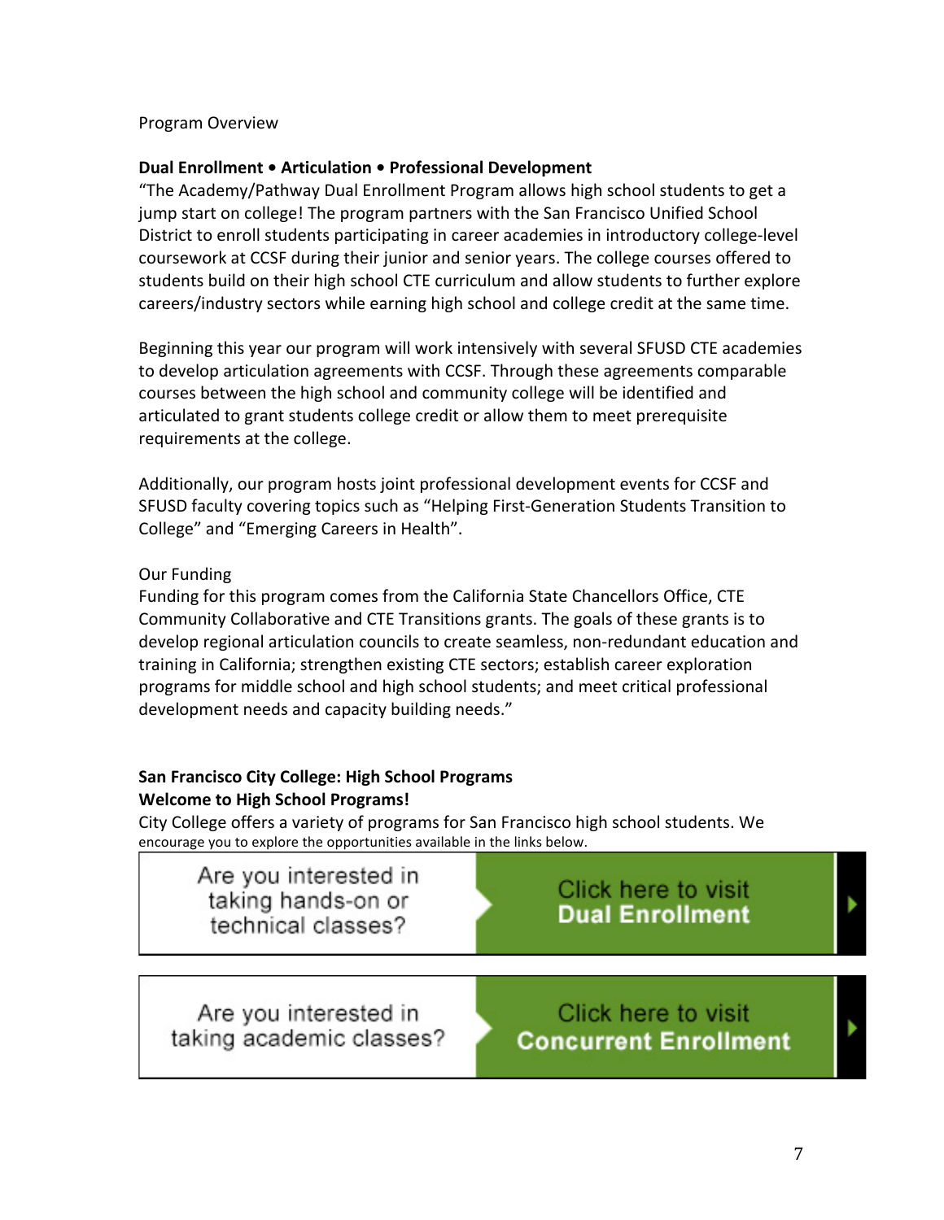Program Overview

**Dual Enrollment • Articulation • Professional Development**

"The Academy/Pathway Dual Enrollment Program allows high school students to get a jump start on college! The program partners with the San Francisco Unified School District to enroll students participating in career academies in introductory college-level coursework at CCSF during their junior and senior years. The college courses offered to students build on their high school CTE curriculum and allow students to further explore careers/industry sectors while earning high school and college credit at the same time.

Beginning this year our program will work intensively with several SFUSD CTE academies to develop articulation agreements with CCSF. Through these agreements comparable courses between the high school and community college will be identified and articulated to grant students college credit or allow them to meet prerequisite requirements at the college.

Additionally, our program hosts joint professional development events for CCSF and SFUSD faculty covering topics such as "Helping First-Generation Students Transition to College" and "Emerging Careers in Health".

Our Funding

Funding for this program comes from the California State Chancellors Office, CTE Community Collaborative and CTE Transitions grants. The goals of these grants is to develop regional articulation councils to create seamless, non-redundant education and training in California; strengthen existing CTE sectors; establish career exploration programs for middle school and high school students; and meet critical professional development needs and capacity building needs."

**San Francisco City College: High School Programs**

**Welcome to High School Programs!**

City College offers a variety of programs for San Francisco high school students. We encourage you to explore the opportunities available in the links below.

| Are you interested in taking hands-on or technical classes? | Click here to visit **Dual Enrollment** |
|---|---|
| Are you interested in taking academic classes? | Click here to visit **Concurrent Enrollment** |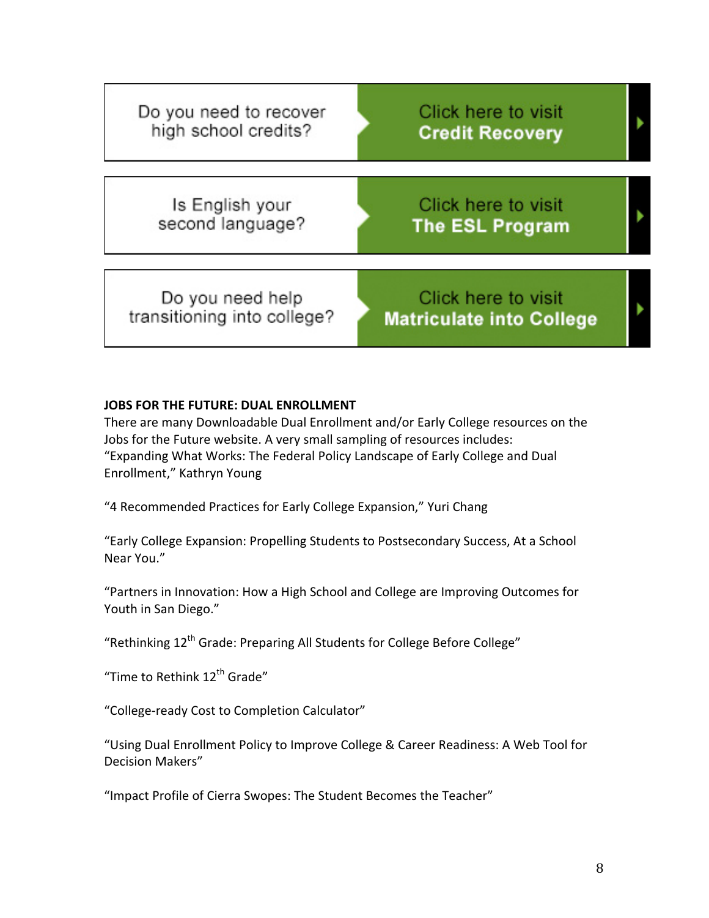| | |
|---|---|
| Do you need to recover high school credits? | Click here to visit **Credit Recovery** |
| Is English your second language? | Click here to visit **The ESL Program** |
| Do you need help transitioning into college? | Click here to visit **Matriculate into College** |

**JOBS FOR THE FUTURE: DUAL ENROLLMENT**

There are many Downloadable Dual Enrollment and/or Early College resources on the Jobs for the Future website. A very small sampling of resources includes:
"Expanding What Works: The Federal Policy Landscape of Early College and Dual Enrollment," Kathryn Young

"4 Recommended Practices for Early College Expansion," Yuri Chang

"Early College Expansion: Propelling Students to Postsecondary Success, At a School Near You."

"Partners in Innovation: How a High School and College are Improving Outcomes for Youth in San Diego."

"Rethinking 12th Grade: Preparing All Students for College Before College"

"Time to Rethink 12th Grade"

"College-ready Cost to Completion Calculator"

"Using Dual Enrollment Policy to Improve College & Career Readiness: A Web Tool for Decision Makers"

"Impact Profile of Cierra Swopes: The Student Becomes the Teacher"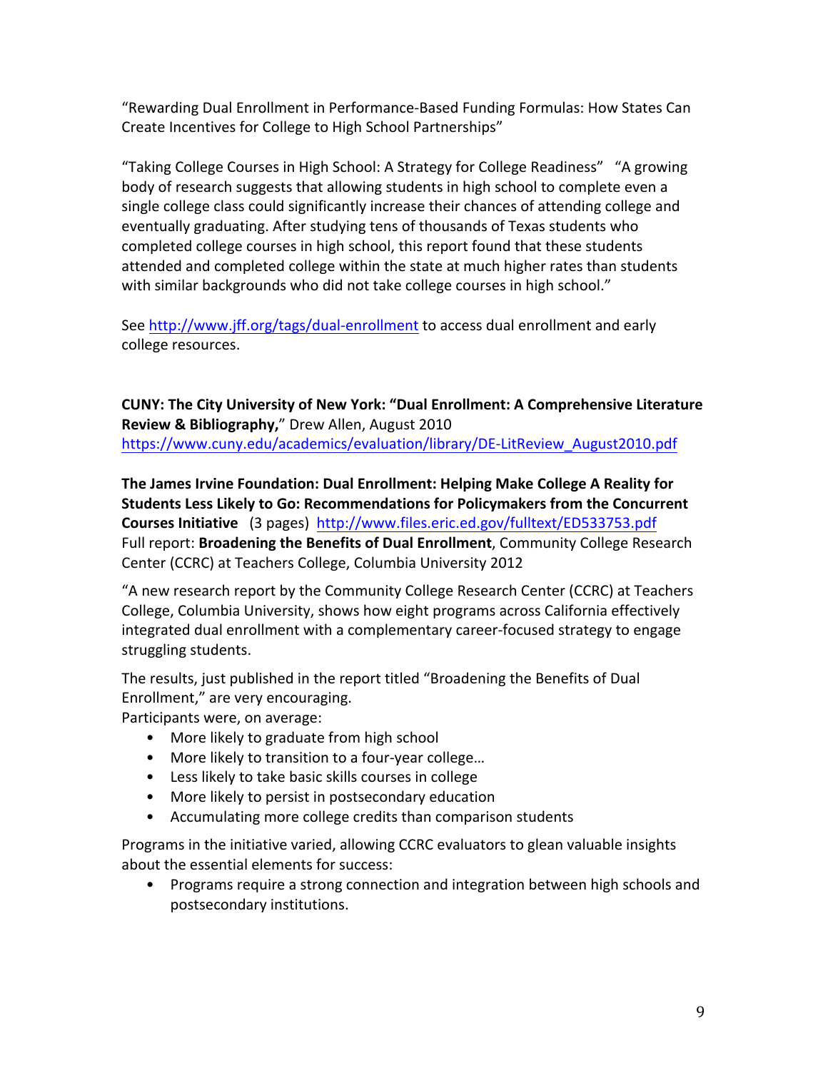"Rewarding Dual Enrollment in Performance-Based Funding Formulas: How States Can Create Incentives for College to High School Partnerships"

"Taking College Courses in High School: A Strategy for College Readiness" "A growing body of research suggests that allowing students in high school to complete even a single college class could significantly increase their chances of attending college and eventually graduating. After studying tens of thousands of Texas students who completed college courses in high school, this report found that these students attended and completed college within the state at much higher rates than students with similar backgrounds who did not take college courses in high school."

See http://www.jff.org/tags/dual-enrollment to access dual enrollment and early college resources.

**CUNY: The City University of New York: "Dual Enrollment: A Comprehensive Literature Review & Bibliography,"** Drew Allen, August 2010
https://www.cuny.edu/academics/evaluation/library/DE-LitReview_August2010.pdf

**The James Irvine Foundation: Dual Enrollment: Helping Make College A Reality for Students Less Likely to Go: Recommendations for Policymakers from the Concurrent Courses Initiative** (3 pages) http://www.files.eric.ed.gov/fulltext/ED533753.pdf
Full report: **Broadening the Benefits of Dual Enrollment**, Community College Research Center (CCRC) at Teachers College, Columbia University 2012

"A new research report by the Community College Research Center (CCRC) at Teachers College, Columbia University, shows how eight programs across California effectively integrated dual enrollment with a complementary career-focused strategy to engage struggling students.

The results, just published in the report titled "Broadening the Benefits of Dual Enrollment," are very encouraging.
Participants were, on average:

- More likely to graduate from high school
- More likely to transition to a four-year college…
- Less likely to take basic skills courses in college
- More likely to persist in postsecondary education
- Accumulating more college credits than comparison students

Programs in the initiative varied, allowing CCRC evaluators to glean valuable insights about the essential elements for success:

- Programs require a strong connection and integration between high schools and postsecondary institutions.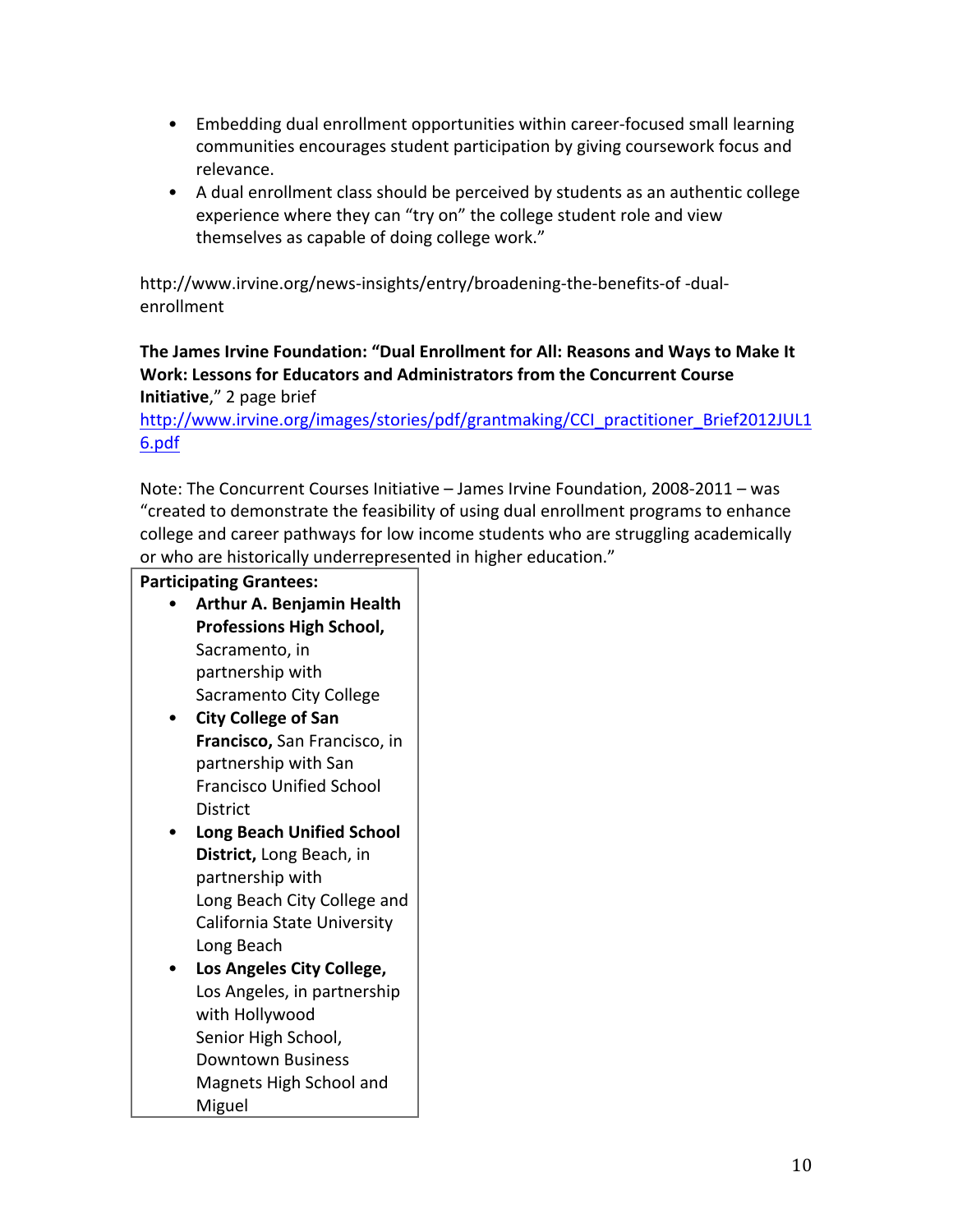- Embedding dual enrollment opportunities within career-focused small learning communities encourages student participation by giving coursework focus and relevance.
- A dual enrollment class should be perceived by students as an authentic college experience where they can "try on" the college student role and view themselves as capable of doing college work."

http://www.irvine.org/news-insights/entry/broadening-the-benefits-of -dual-enrollment

**The James Irvine Foundation: "Dual Enrollment for All: Reasons and Ways to Make It Work: Lessons for Educators and Administrators from the Concurrent Course Initiative**," 2 page brief
http://www.irvine.org/images/stories/pdf/grantmaking/CCI_practitioner_Brief2012JUL16.pdf

Note: The Concurrent Courses Initiative – James Irvine Foundation, 2008-2011 – was "created to demonstrate the feasibility of using dual enrollment programs to enhance college and career pathways for low income students who are struggling academically or who are historically underrepresented in higher education."

**Participating Grantees:**

- **Arthur A. Benjamin Health Professions High School,** Sacramento, in partnership with Sacramento City College
- **City College of San Francisco,** San Francisco, in partnership with San Francisco Unified School District
- **Long Beach Unified School District,** Long Beach, in partnership with Long Beach City College and California State University Long Beach
- **Los Angeles City College,** Los Angeles, in partnership with Hollywood Senior High School, Downtown Business Magnets High School and Miguel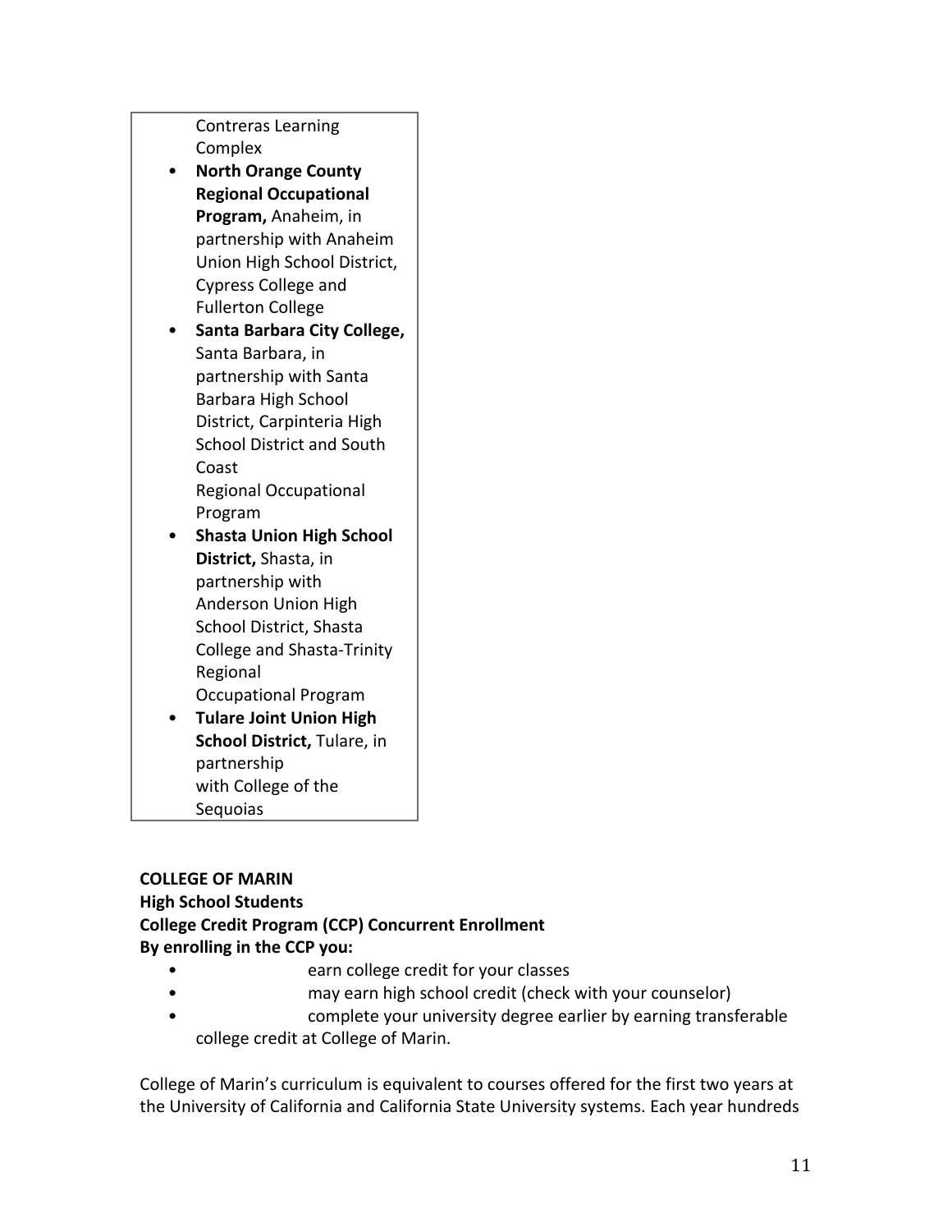Contreras Learning Complex

- **North Orange County Regional Occupational Program,** Anaheim, in partnership with Anaheim Union High School District, Cypress College and Fullerton College
- **Santa Barbara City College,** Santa Barbara, in partnership with Santa Barbara High School District, Carpinteria High School District and South Coast Regional Occupational Program
- **Shasta Union High School District,** Shasta, in partnership with Anderson Union High School District, Shasta College and Shasta-Trinity Regional Occupational Program
- **Tulare Joint Union High School District,** Tulare, in partnership with College of the Sequoias

**COLLEGE OF MARIN**
**High School Students**
**College Credit Program (CCP) Concurrent Enrollment**
**By enrolling in the CCP you:**

- earn college credit for your classes
- may earn high school credit (check with your counselor)
- complete your university degree earlier by earning transferable college credit at College of Marin.

College of Marin's curriculum is equivalent to courses offered for the first two years at the University of California and California State University systems. Each year hundreds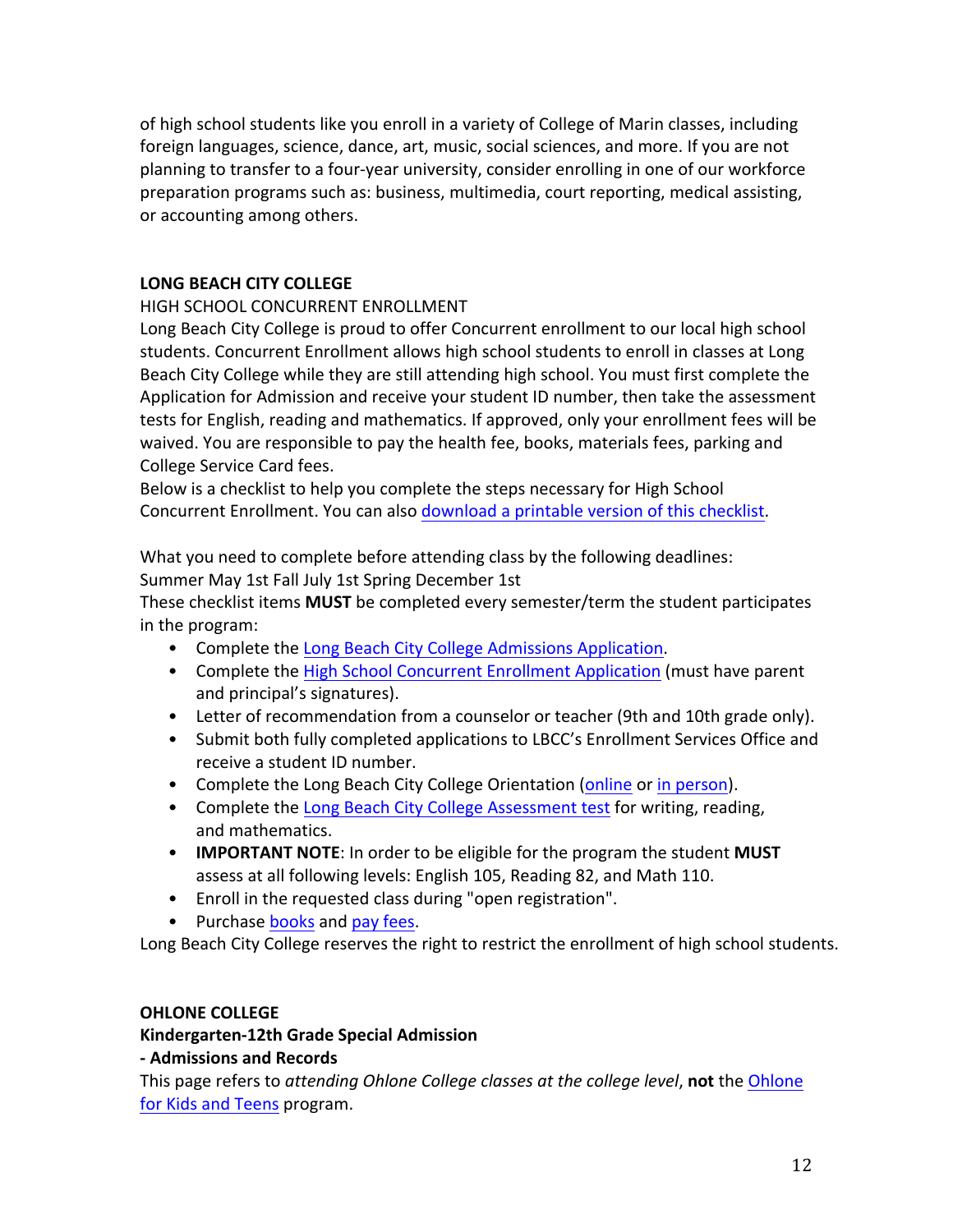of high school students like you enroll in a variety of College of Marin classes, including foreign languages, science, dance, art, music, social sciences, and more. If you are not planning to transfer to a four-year university, consider enrolling in one of our workforce preparation programs such as: business, multimedia, court reporting, medical assisting, or accounting among others.

**LONG BEACH CITY COLLEGE**

HIGH SCHOOL CONCURRENT ENROLLMENT

Long Beach City College is proud to offer Concurrent enrollment to our local high school students. Concurrent Enrollment allows high school students to enroll in classes at Long Beach City College while they are still attending high school. You must first complete the Application for Admission and receive your student ID number, then take the assessment tests for English, reading and mathematics. If approved, only your enrollment fees will be waived. You are responsible to pay the health fee, books, materials fees, parking and College Service Card fees.

Below is a checklist to help you complete the steps necessary for High School Concurrent Enrollment. You can also download a printable version of this checklist.

What you need to complete before attending class by the following deadlines:

Summer May 1st Fall July 1st Spring December 1st

These checklist items **MUST** be completed every semester/term the student participates in the program:

- Complete the Long Beach City College Admissions Application.
- Complete the High School Concurrent Enrollment Application (must have parent and principal's signatures).
- Letter of recommendation from a counselor or teacher (9th and 10th grade only).
- Submit both fully completed applications to LBCC's Enrollment Services Office and receive a student ID number.
- Complete the Long Beach City College Orientation (online or in person).
- Complete the Long Beach City College Assessment test for writing, reading, and mathematics.
- **IMPORTANT NOTE**: In order to be eligible for the program the student **MUST** assess at all following levels: English 105, Reading 82, and Math 110.
- Enroll in the requested class during "open registration".
- Purchase books and pay fees.

Long Beach City College reserves the right to restrict the enrollment of high school students.

**OHLONE COLLEGE**

**Kindergarten-12th Grade Special Admission**

**- Admissions and Records**

This page refers to *attending Ohlone College classes at the college level*, **not** the Ohlone for Kids and Teens program.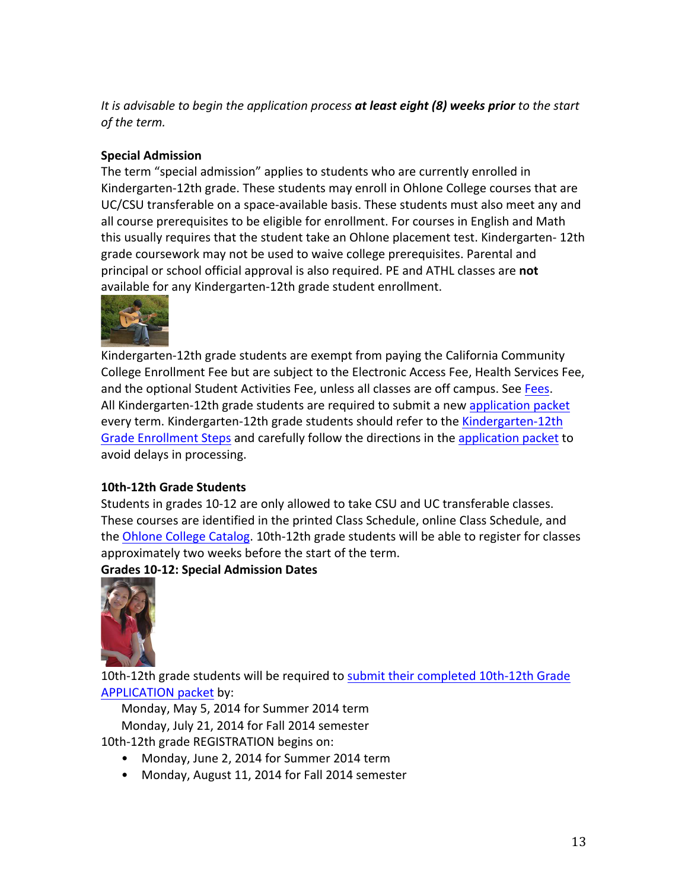*It is advisable to begin the application process* ***at least eight (8) weeks prior*** *to the start of the term.*

**Special Admission**

The term "special admission" applies to students who are currently enrolled in Kindergarten-12th grade. These students may enroll in Ohlone College courses that are UC/CSU transferable on a space-available basis. These students must also meet any and all course prerequisites to be eligible for enrollment. For courses in English and Math this usually requires that the student take an Ohlone placement test. Kindergarten- 12th grade coursework may not be used to waive college prerequisites. Parental and principal or school official approval is also required. PE and ATHL classes are **not** available for any Kindergarten-12th grade student enrollment.

Kindergarten-12th grade students are exempt from paying the California Community College Enrollment Fee but are subject to the Electronic Access Fee, Health Services Fee, and the optional Student Activities Fee, unless all classes are off campus. See Fees. All Kindergarten-12th grade students are required to submit a new application packet every term. Kindergarten-12th grade students should refer to the Kindergarten-12th Grade Enrollment Steps and carefully follow the directions in the application packet to avoid delays in processing.

**10th-12th Grade Students**

Students in grades 10-12 are only allowed to take CSU and UC transferable classes. These courses are identified in the printed Class Schedule, online Class Schedule, and the Ohlone College Catalog. 10th-12th grade students will be able to register for classes approximately two weeks before the start of the term.

**Grades 10-12: Special Admission Dates**

10th-12th grade students will be required to submit their completed 10th-12th Grade APPLICATION packet by:

Monday, May 5, 2014 for Summer 2014 term
Monday, July 21, 2014 for Fall 2014 semester

10th-12th grade REGISTRATION begins on:

- Monday, June 2, 2014 for Summer 2014 term
- Monday, August 11, 2014 for Fall 2014 semester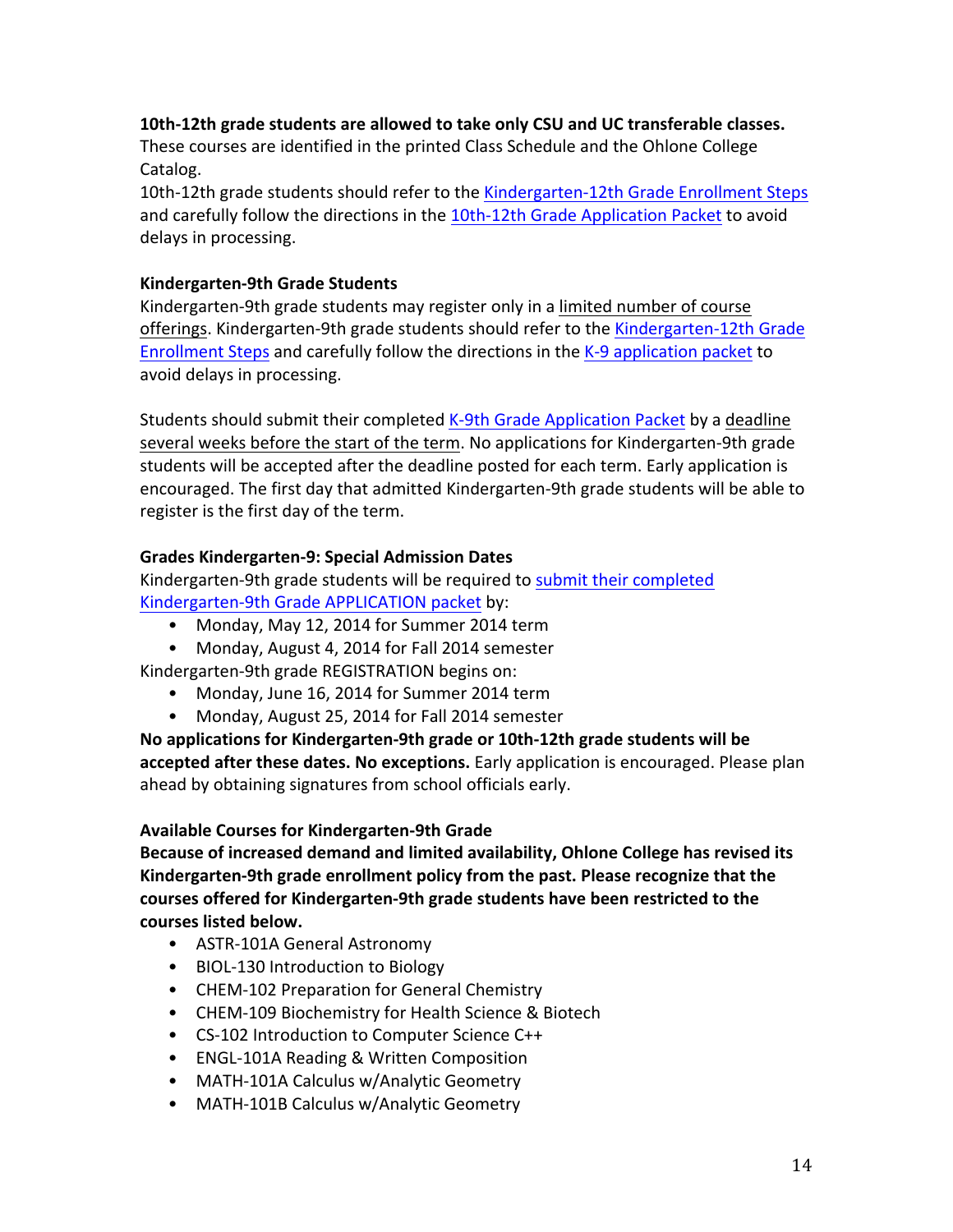**10th-12th grade students are allowed to take only CSU and UC transferable classes.**
These courses are identified in the printed Class Schedule and the Ohlone College Catalog.
10th-12th grade students should refer to the Kindergarten-12th Grade Enrollment Steps and carefully follow the directions in the 10th-12th Grade Application Packet to avoid delays in processing.

**Kindergarten-9th Grade Students**

Kindergarten-9th grade students may register only in a limited number of course offerings. Kindergarten-9th grade students should refer to the Kindergarten-12th Grade Enrollment Steps and carefully follow the directions in the K-9 application packet to avoid delays in processing.

Students should submit their completed K-9th Grade Application Packet by a deadline several weeks before the start of the term. No applications for Kindergarten-9th grade students will be accepted after the deadline posted for each term. Early application is encouraged. The first day that admitted Kindergarten-9th grade students will be able to register is the first day of the term.

**Grades Kindergarten-9: Special Admission Dates**

Kindergarten-9th grade students will be required to submit their completed Kindergarten-9th Grade APPLICATION packet by:

- Monday, May 12, 2014 for Summer 2014 term
- Monday, August 4, 2014 for Fall 2014 semester

Kindergarten-9th grade REGISTRATION begins on:

- Monday, June 16, 2014 for Summer 2014 term
- Monday, August 25, 2014 for Fall 2014 semester

**No applications for Kindergarten-9th grade or 10th-12th grade students will be accepted after these dates. No exceptions.** Early application is encouraged. Please plan ahead by obtaining signatures from school officials early.

**Available Courses for Kindergarten-9th Grade**

**Because of increased demand and limited availability, Ohlone College has revised its Kindergarten-9th grade enrollment policy from the past. Please recognize that the courses offered for Kindergarten-9th grade students have been restricted to the courses listed below.**

- ASTR-101A General Astronomy
- BIOL-130 Introduction to Biology
- CHEM-102 Preparation for General Chemistry
- CHEM-109 Biochemistry for Health Science & Biotech
- CS-102 Introduction to Computer Science C++
- ENGL-101A Reading & Written Composition
- MATH-101A Calculus w/Analytic Geometry
- MATH-101B Calculus w/Analytic Geometry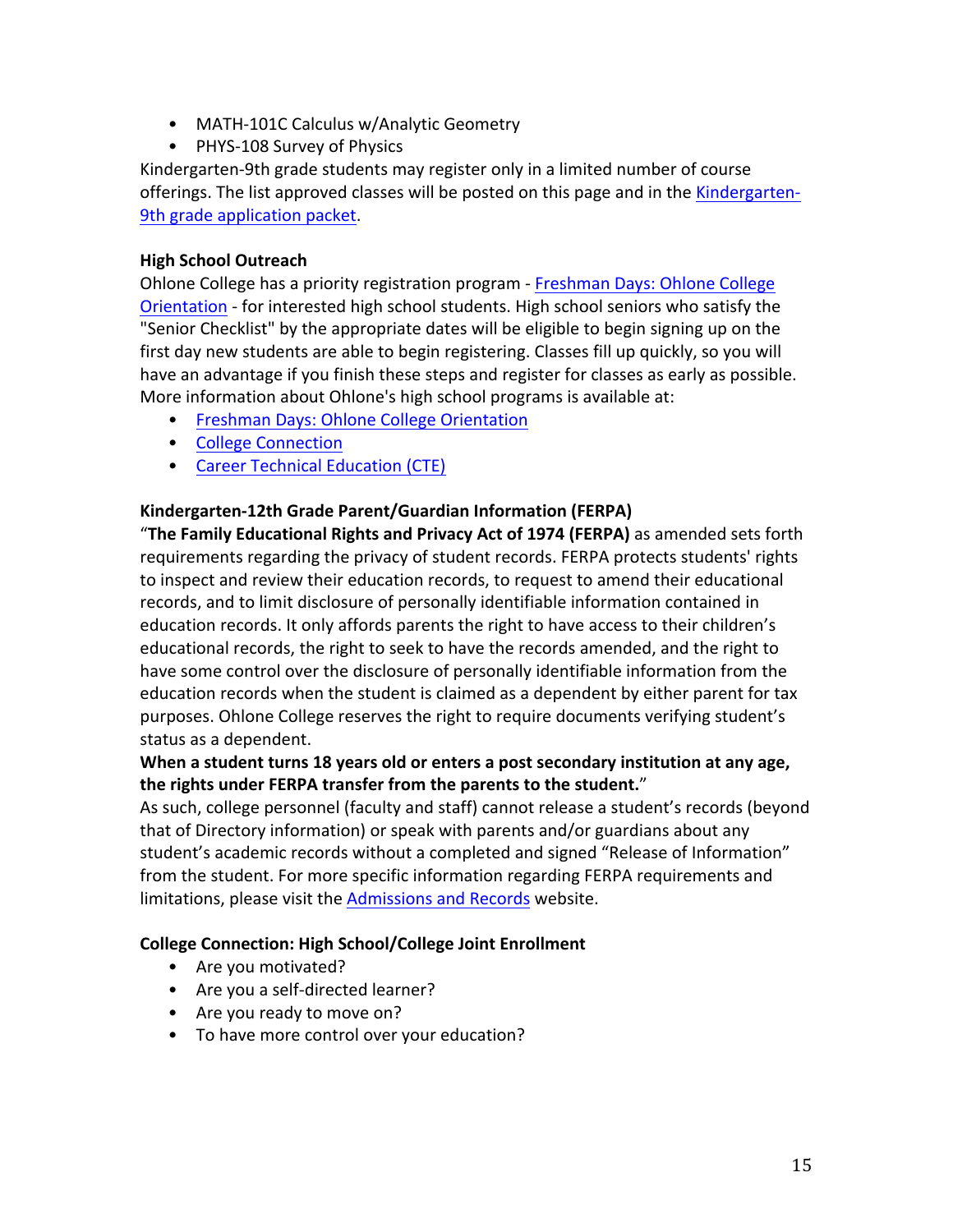- MATH-101C Calculus w/Analytic Geometry
- PHYS-108 Survey of Physics

Kindergarten-9th grade students may register only in a limited number of course offerings. The list approved classes will be posted on this page and in the Kindergarten-9th grade application packet.

**High School Outreach**

Ohlone College has a priority registration program - Freshman Days: Ohlone College Orientation - for interested high school students. High school seniors who satisfy the "Senior Checklist" by the appropriate dates will be eligible to begin signing up on the first day new students are able to begin registering. Classes fill up quickly, so you will have an advantage if you finish these steps and register for classes as early as possible. More information about Ohlone's high school programs is available at:

- Freshman Days: Ohlone College Orientation
- College Connection
- Career Technical Education (CTE)

**Kindergarten-12th Grade Parent/Guardian Information (FERPA)**

"**The Family Educational Rights and Privacy Act of 1974 (FERPA)** as amended sets forth requirements regarding the privacy of student records. FERPA protects students' rights to inspect and review their education records, to request to amend their educational records, and to limit disclosure of personally identifiable information contained in education records. It only affords parents the right to have access to their children's educational records, the right to seek to have the records amended, and the right to have some control over the disclosure of personally identifiable information from the education records when the student is claimed as a dependent by either parent for tax purposes. Ohlone College reserves the right to require documents verifying student's status as a dependent.

**When a student turns 18 years old or enters a post secondary institution at any age, the rights under FERPA transfer from the parents to the student.**"

As such, college personnel (faculty and staff) cannot release a student's records (beyond that of Directory information) or speak with parents and/or guardians about any student's academic records without a completed and signed "Release of Information" from the student. For more specific information regarding FERPA requirements and limitations, please visit the Admissions and Records website.

**College Connection: High School/College Joint Enrollment**

- Are you motivated?
- Are you a self-directed learner?
- Are you ready to move on?
- To have more control over your education?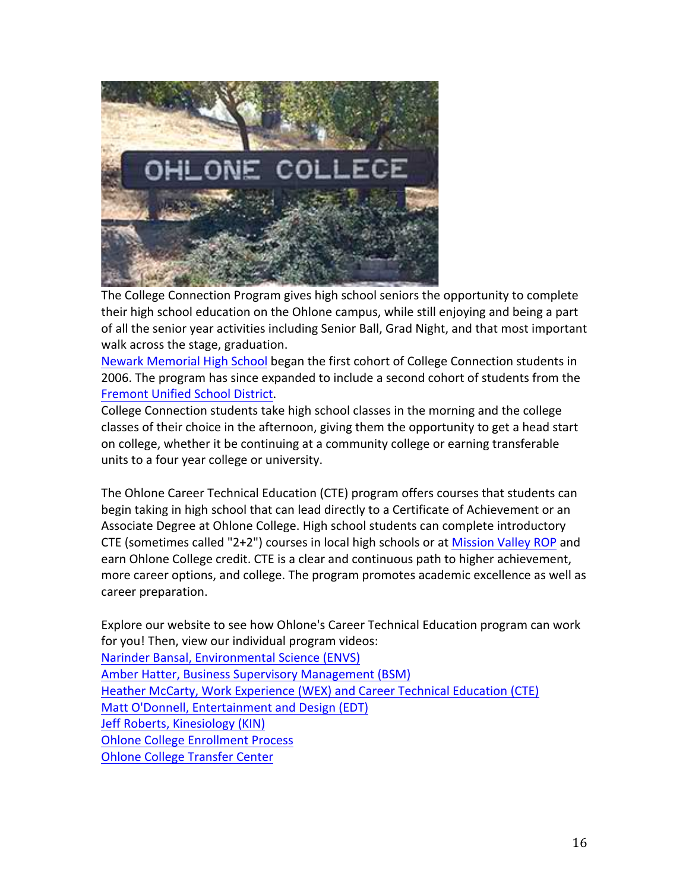The College Connection Program gives high school seniors the opportunity to complete their high school education on the Ohlone campus, while still enjoying and being a part of all the senior year activities including Senior Ball, Grad Night, and that most important walk across the stage, graduation.

Newark Memorial High School began the first cohort of College Connection students in 2006. The program has since expanded to include a second cohort of students from the Fremont Unified School District.

College Connection students take high school classes in the morning and the college classes of their choice in the afternoon, giving them the opportunity to get a head start on college, whether it be continuing at a community college or earning transferable units to a four year college or university.

The Ohlone Career Technical Education (CTE) program offers courses that students can begin taking in high school that can lead directly to a Certificate of Achievement or an Associate Degree at Ohlone College. High school students can complete introductory CTE (sometimes called "2+2") courses in local high schools or at Mission Valley ROP and earn Ohlone College credit. CTE is a clear and continuous path to higher achievement, more career options, and college. The program promotes academic excellence as well as career preparation.

Explore our website to see how Ohlone's Career Technical Education program can work for you! Then, view our individual program videos:

Narinder Bansal, Environmental Science (ENVS)
Amber Hatter, Business Supervisory Management (BSM)
Heather McCarty, Work Experience (WEX) and Career Technical Education (CTE)
Matt O'Donnell, Entertainment and Design (EDT)
Jeff Roberts, Kinesiology (KIN)
Ohlone College Enrollment Process
Ohlone College Transfer Center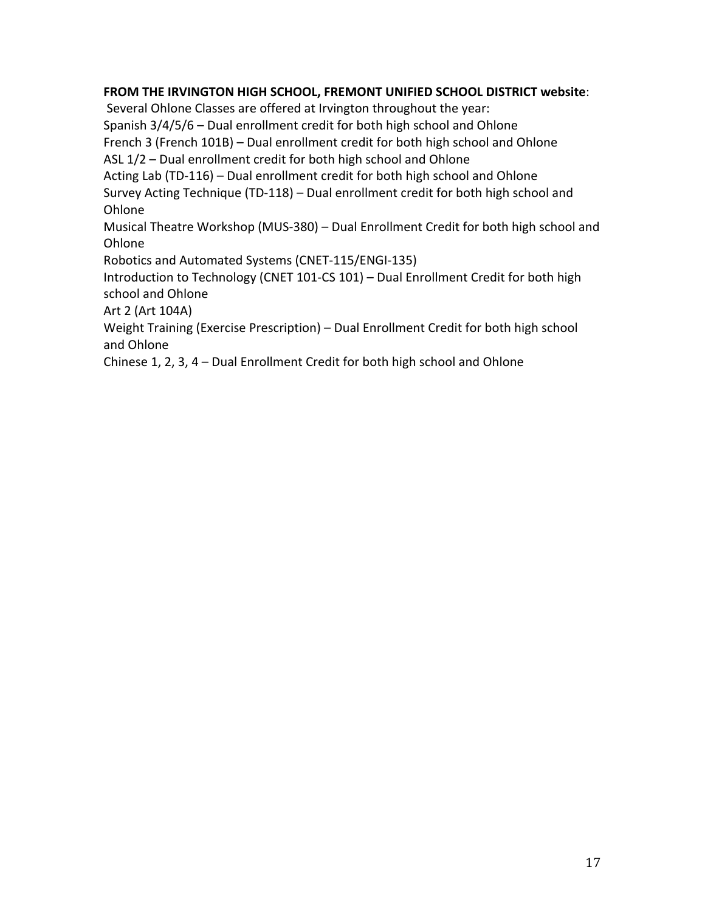**FROM THE IRVINGTON HIGH SCHOOL, FREMONT UNIFIED SCHOOL DISTRICT website**:

Several Ohlone Classes are offered at Irvington throughout the year:

Spanish 3/4/5/6 – Dual enrollment credit for both high school and Ohlone

French 3 (French 101B) – Dual enrollment credit for both high school and Ohlone

ASL 1/2 – Dual enrollment credit for both high school and Ohlone

Acting Lab (TD-116) – Dual enrollment credit for both high school and Ohlone

Survey Acting Technique (TD-118) – Dual enrollment credit for both high school and Ohlone

Musical Theatre Workshop (MUS-380) – Dual Enrollment Credit for both high school and Ohlone

Robotics and Automated Systems (CNET-115/ENGI-135)

Introduction to Technology (CNET 101-CS 101) – Dual Enrollment Credit for both high school and Ohlone

Art 2 (Art 104A)

Weight Training (Exercise Prescription) – Dual Enrollment Credit for both high school and Ohlone

Chinese 1, 2, 3, 4 – Dual Enrollment Credit for both high school and Ohlone